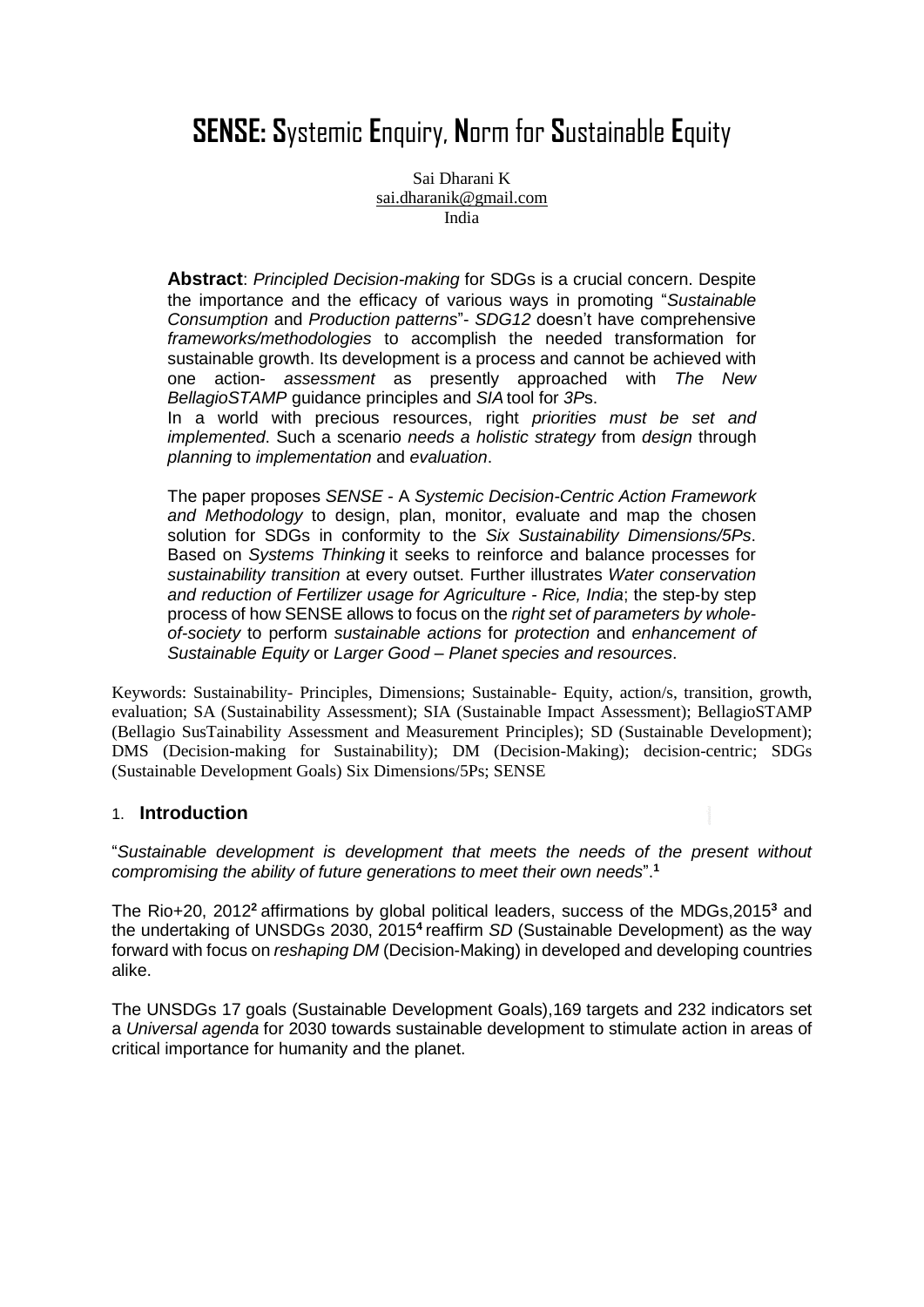# **SENSE: S**ystemic **E**nquiry, **N**orm for **S**ustainable **E**quity

Sai Dharani K
sai.dharanik@gmail.com
India

**Abstract**: *Principled Decision-making* for SDGs is a crucial concern. Despite the importance and the efficacy of various ways in promoting "*Sustainable Consumption* and *Production patterns*"- *SDG12* doesn't have comprehensive *frameworks/methodologies* to accomplish the needed transformation for sustainable growth. Its development is a process and cannot be achieved with one action- *assessment* as presently approached with *The New BellagioSTAMP* guidance principles and *SIA* tool for *3P*s.
In a world with precious resources, right *priorities must be set and implemented*. Such a scenario *needs a holistic strategy* from *design* through *planning* to *implementation* and *evaluation*.

The paper proposes *SENSE* - A *Systemic Decision-Centric Action Framework and Methodology* to design, plan, monitor, evaluate and map the chosen solution for SDGs in conformity to the *Six Sustainability Dimensions/5Ps*. Based on *Systems Thinking* it seeks to reinforce and balance processes for *sustainability transition* at every outset. Further illustrates *Water conservation and reduction of Fertilizer usage for Agriculture - Rice, India*; the step-by step process of how SENSE allows to focus on the *right set of parameters by whole-of-society* to perform *sustainable actions* for *protection* and *enhancement of Sustainable Equity* or *Larger Good – Planet species and resources*.

Keywords: Sustainability- Principles, Dimensions; Sustainable- Equity, action/s, transition, growth, evaluation; SA (Sustainability Assessment); SIA (Sustainable Impact Assessment); BellagioSTAMP (Bellagio SusTainability Assessment and Measurement Principles); SD (Sustainable Development); DMS (Decision-making for Sustainability); DM (Decision-Making); decision-centric; SDGs (Sustainable Development Goals) Six Dimensions/5Ps; SENSE

## 1. **Introduction**

"*Sustainable development is development that meets the needs of the present without compromising the ability of future generations to meet their own needs*".[1]

The Rio+20, 2012[2] affirmations by global political leaders, success of the MDGs,2015[3] and the undertaking of UNSDGs 2030, 2015[4] reaffirm *SD* (Sustainable Development) as the way forward with focus on *reshaping DM* (Decision-Making) in developed and developing countries alike.

The UNSDGs 17 goals (Sustainable Development Goals),169 targets and 232 indicators set a *Universal agenda* for 2030 towards sustainable development to stimulate action in areas of critical importance for humanity and the planet.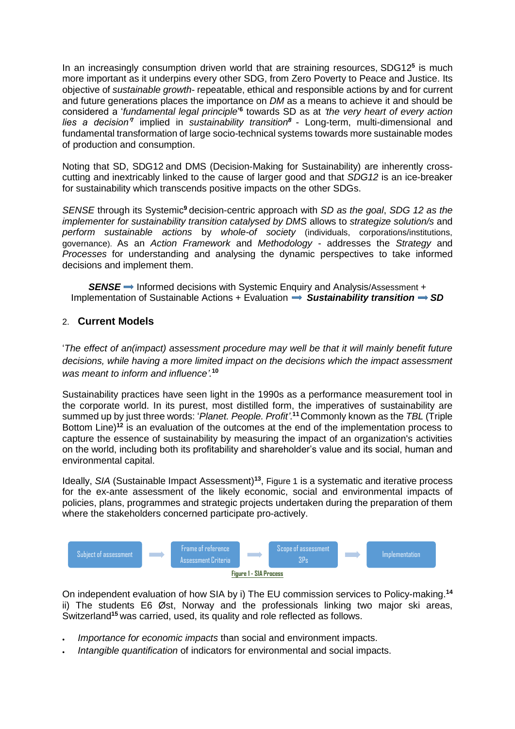In an increasingly consumption driven world that are straining resources, SDG12[5] is much more important as it underpins every other SDG, from Zero Poverty to Peace and Justice. Its objective of *sustainable growth*- repeatable, ethical and responsible actions by and for current and future generations places the importance on *DM* as a means to achieve it and should be considered a '*fundamental legal principle*'[6] towards SD as at *'the very heart of every action lies a decision'*[7] implied in *sustainability transition*[8] - Long-term, multi-dimensional and fundamental transformation of large socio-technical systems towards more sustainable modes of production and consumption.

Noting that SD, SDG12 and DMS (Decision-Making for Sustainability) are inherently cross-cutting and inextricably linked to the cause of larger good and that *SDG12* is an ice-breaker for sustainability which transcends positive impacts on the other SDGs.

*SENSE* through its Systemic[9] decision-centric approach with *SD as the goal*, *SDG 12 as the implementer for sustainability transition catalysed by DMS* allows to *strategize solution/s* and *perform sustainable actions* by *whole-of society* (individuals, corporations/institutions, governance). As an *Action Framework* and *Methodology* - addresses the *Strategy* and *Processes* for understanding and analysing the dynamic perspectives to take informed decisions and implement them.

***SENSE*** ➡ Informed decisions with Systemic Enquiry and Analysis/Assessment + Implementation of Sustainable Actions + Evaluation ➡ ***Sustainability transition*** ➡ ***SD***

## 2. Current Models

'*The effect of an(impact) assessment procedure may well be that it will mainly benefit future decisions, while having a more limited impact on the decisions which the impact assessment was meant to inform and influence'.*[10]

Sustainability practices have seen light in the 1990s as a performance measurement tool in the corporate world. In its purest, most distilled form, the imperatives of sustainability are summed up by just three words: '*Planet. People. Profit'*.[11] Commonly known as the *TBL* (Triple Bottom Line)[12] is an evaluation of the outcomes at the end of the implementation process to capture the essence of sustainability by measuring the impact of an organization's activities on the world, including both its profitability and shareholder's value and its social, human and environmental capital.

Ideally, *SIA* (Sustainable Impact Assessment)[13], Figure 1 is a systematic and iterative process for the ex-ante assessment of the likely economic, social and environmental impacts of policies, plans, programmes and strategic projects undertaken during the preparation of them where the stakeholders concerned participate pro-actively.

Subject of assessment ➡ Frame of reference Assessment Criteria ➡ Scope of assessment 3Ps ➡ Implementation

Figure 1 - SIA Process

On independent evaluation of how SIA by i) The EU commission services to Policy-making.[14] ii) The students E6 Øst, Norway and the professionals linking two major ski areas, Switzerland[15] was carried, used, its quality and role reflected as follows.

- *Importance for economic impacts* than social and environment impacts.
- *Intangible quantification* of indicators for environmental and social impacts.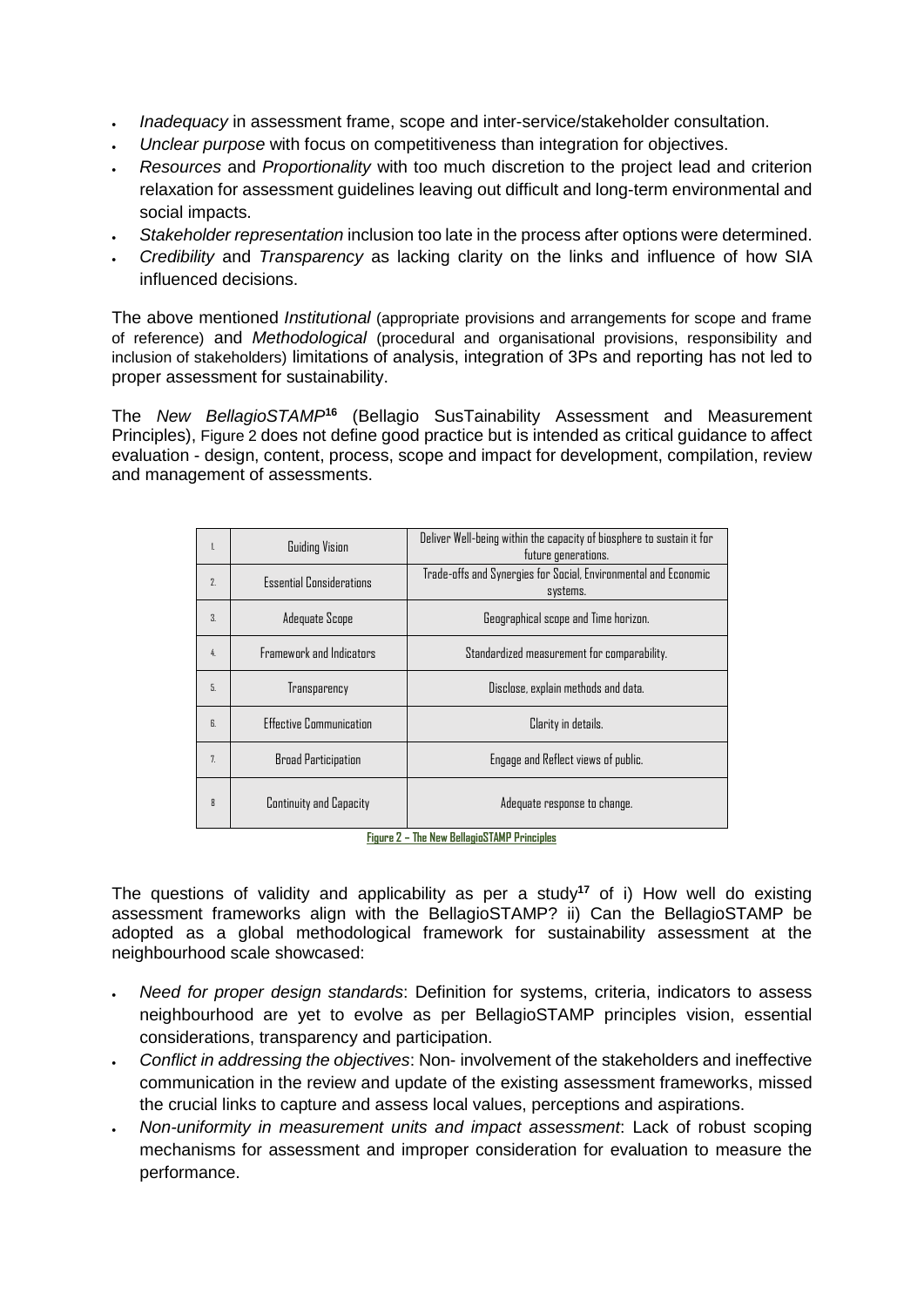- *Inadequacy* in assessment frame, scope and inter-service/stakeholder consultation.
- *Unclear purpose* with focus on competitiveness than integration for objectives.
- *Resources* and *Proportionality* with too much discretion to the project lead and criterion relaxation for assessment guidelines leaving out difficult and long-term environmental and social impacts.
- *Stakeholder representation* inclusion too late in the process after options were determined.
- *Credibility* and *Transparency* as lacking clarity on the links and influence of how SIA influenced decisions.

The above mentioned *Institutional* (appropriate provisions and arrangements for scope and frame of reference) and *Methodological* (procedural and organisational provisions, responsibility and inclusion of stakeholders) limitations of analysis, integration of 3Ps and reporting has not led to proper assessment for sustainability.

The *New BellagioSTAMP*[16] (Bellagio SusTainability Assessment and Measurement Principles), Figure 2 does not define good practice but is intended as critical guidance to affect evaluation - design, content, process, scope and impact for development, compilation, review and management of assessments.

| | | |
|---|---|---|
| 1. | Guiding Vision | Deliver Well-being within the capacity of biosphere to sustain it for future generations. |
| 2. | Essential Considerations | Trade-offs and Synergies for Social, Environmental and Economic systems. |
| 3. | Adequate Scope | Geographical scope and Time horizon. |
| 4. | Framework and Indicators | Standardized measurement for comparability. |
| 5. | Transparency | Disclose, explain methods and data. |
| 6. | Effective Communication | Clarity in details. |
| 7. | Broad Participation | Engage and Reflect views of public. |
| 8 | Continuity and Capacity | Adequate response to change. |

**Figure 2 – The New BellagioSTAMP Principles**

The questions of validity and applicability as per a study[17] of i) How well do existing assessment frameworks align with the BellagioSTAMP? ii) Can the BellagioSTAMP be adopted as a global methodological framework for sustainability assessment at the neighbourhood scale showcased:

- *Need for proper design standards*: Definition for systems, criteria, indicators to assess neighbourhood are yet to evolve as per BellagioSTAMP principles vision, essential considerations, transparency and participation.
- *Conflict in addressing the objectives*: Non- involvement of the stakeholders and ineffective communication in the review and update of the existing assessment frameworks, missed the crucial links to capture and assess local values, perceptions and aspirations.
- *Non-uniformity in measurement units and impact assessment*: Lack of robust scoping mechanisms for assessment and improper consideration for evaluation to measure the performance.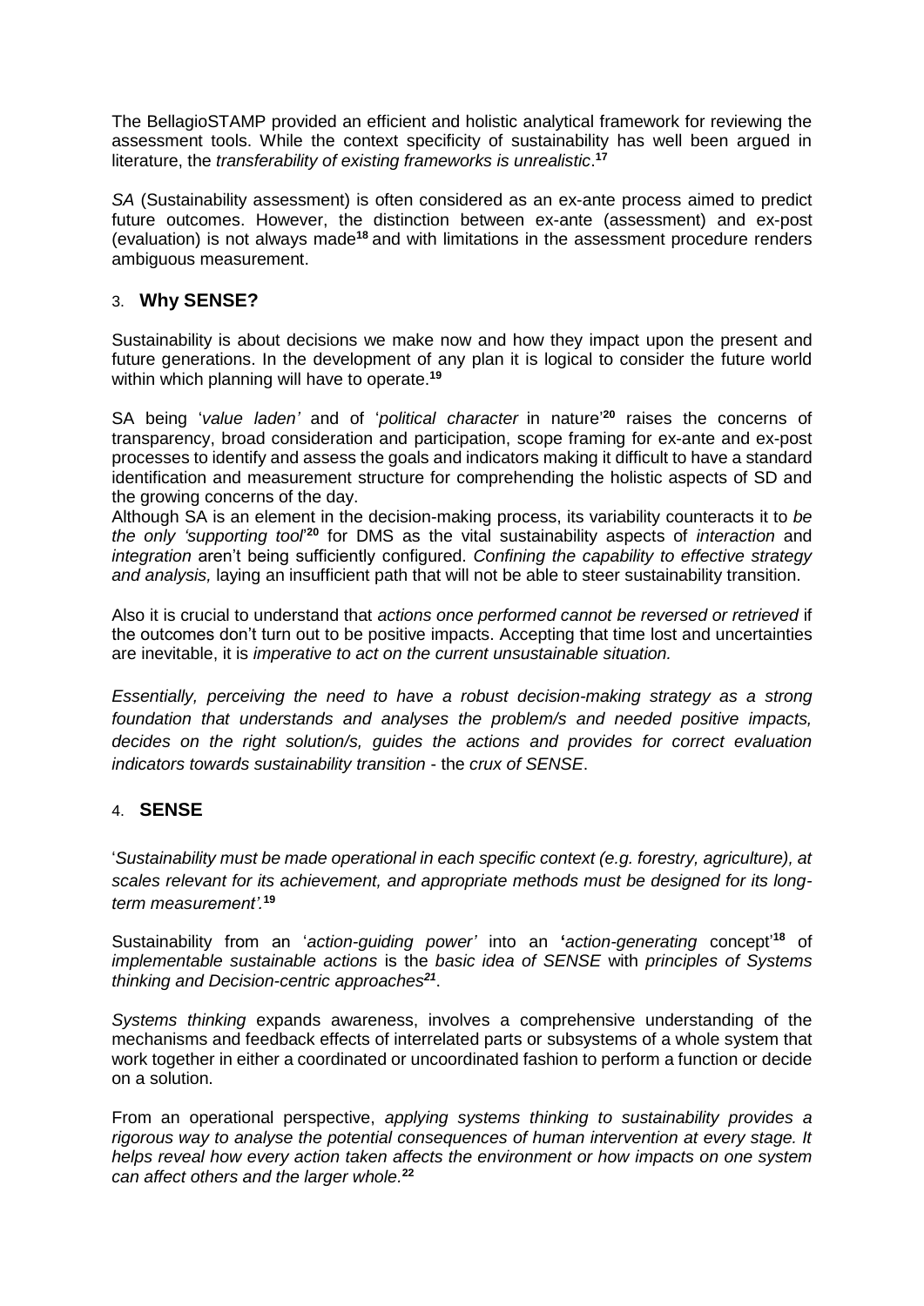The BellagioSTAMP provided an efficient and holistic analytical framework for reviewing the assessment tools. While the context specificity of sustainability has well been argued in literature, the *transferability of existing frameworks is unrealistic*.[17]

*SA* (Sustainability assessment) is often considered as an ex-ante process aimed to predict future outcomes. However, the distinction between ex-ante (assessment) and ex-post (evaluation) is not always made[18] and with limitations in the assessment procedure renders ambiguous measurement.

## 3. Why SENSE?

Sustainability is about decisions we make now and how they impact upon the present and future generations. In the development of any plan it is logical to consider the future world within which planning will have to operate.[19]

SA being '*value laden'* and of '*political character* in nature'[20] raises the concerns of transparency, broad consideration and participation, scope framing for ex-ante and ex-post processes to identify and assess the goals and indicators making it difficult to have a standard identification and measurement structure for comprehending the holistic aspects of SD and the growing concerns of the day.

Although SA is an element in the decision-making process, its variability counteracts it to *be the only 'supporting tool*'[20] for DMS as the vital sustainability aspects of *interaction* and *integration* aren't being sufficiently configured. *Confining the capability to effective strategy and analysis,* laying an insufficient path that will not be able to steer sustainability transition.

Also it is crucial to understand that *actions once performed cannot be reversed or retrieved* if the outcomes don't turn out to be positive impacts. Accepting that time lost and uncertainties are inevitable, it is *imperative to act on the current unsustainable situation.*

*Essentially, perceiving the need to have a robust decision-making strategy as a strong foundation that understands and analyses the problem/s and needed positive impacts, decides on the right solution/s, guides the actions and provides for correct evaluation indicators towards sustainability transition* - the *crux of SENSE*.

## 4. SENSE

'*Sustainability must be made operational in each specific context (e.g. forestry, agriculture), at scales relevant for its achievement, and appropriate methods must be designed for its long-term measurement'*.[19]

Sustainability from an '*action-guiding power'* into an **'***action-generating* concept'[18] of *implementable sustainable actions* is the *basic idea of SENSE* with *principles of Systems thinking and Decision-centric approaches*[21].

*Systems thinking* expands awareness, involves a comprehensive understanding of the mechanisms and feedback effects of interrelated parts or subsystems of a whole system that work together in either a coordinated or uncoordinated fashion to perform a function or decide on a solution.

From an operational perspective, *applying systems thinking to sustainability provides a rigorous way to analyse the potential consequences of human intervention at every stage. It helps reveal how every action taken affects the environment or how impacts on one system can affect others and the larger whole.*[22]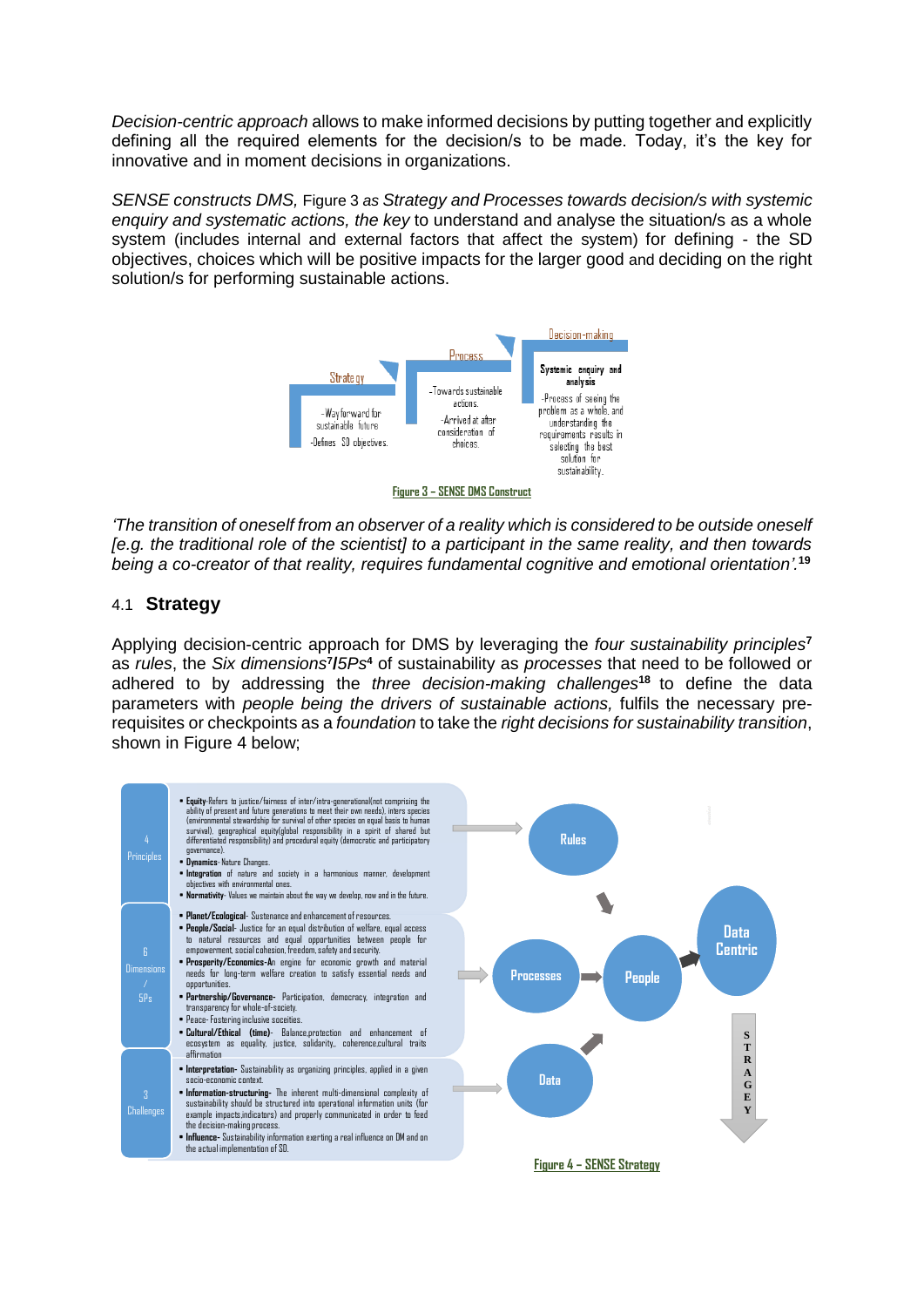*Decision-centric approach* allows to make informed decisions by putting together and explicitly defining all the required elements for the decision/s to be made. Today, it's the key for innovative and in moment decisions in organizations.

*SENSE constructs DMS,* Figure 3 *as Strategy and Processes towards decision/s with systemic enquiry and systematic actions, the key* to understand and analyse the situation/s as a whole system (includes internal and external factors that affect the system) for defining - the SD objectives, choices which will be positive impacts for the larger good and deciding on the right solution/s for performing sustainable actions.

Strategy
- Way forward for sustainable future
- Defines SD objectives.

Process
- Towards sustainable actions.
- Arrived at after consideration of choices.

Decision-making
**Systemic enquiry and analysis**
- Process of seeing the problem as a whole, and understanding the requirements results in selecting the best solution for sustainability.

Figure 3 – SENSE DMS Construct

*'The transition of oneself from an observer of a reality which is considered to be outside oneself [e.g. the traditional role of the scientist] to a participant in the same reality, and then towards being a co-creator of that reality, requires fundamental cognitive and emotional orientation'.*[19]

## 4.1 Strategy

Applying decision-centric approach for DMS by leveraging the *four sustainability principles*[7] as *rules*, the *Six dimensions*[7]*/5Ps*[4] of sustainability as *processes* that need to be followed or adhered to by addressing the *three decision-making challenges*[18] to define the data parameters with *people being the drivers of sustainable actions,* fulfils the necessary pre-requisites or checkpoints as a *foundation* to take the *right decisions for sustainability transition*, shown in Figure 4 below;

4 Principles
- **Equity**-Refers to justice/fairness of inter/intra-generational(not comprising the ability of present and future generations to meet their own needs), inters species (environmental stewardship for survival of other species on equal basis to human survival), geographical equity(global responsibility in a spirit of shared but differentiated responsibility) and procedural equity (democratic and participatory governance).
- **Dynamics**- Nature Changes.
- **Integration** of nature and society in a harmonious manner, development objectives with environmental ones.
- **Normativity**- Values we maintain about the way we develop, now and in the future.

→ Rules

6 Dimensions / 5Ps
- **Planet/Ecological**- Sustenance and enhancement of resources.
- **People/Social**- Justice for an equal distribution of welfare, equal access to natural resources and equal opportunities between people for empowerment, social cohesion, freedom, safety and security.
- **Prosperity/Economics**-An engine for economic growth and material needs for long-term welfare creation to satisfy essential needs and opportunities.
- **Partnership/Governance**- Participation, democracy, integration and transparency for whole-of-society.
- **Peace**- Fostering inclusive soceities.
- **Cultural/Ethical (time)**- Balance,protection and enhancement of ecosystem as equality, justice, solidarity, coherence,cultural traits affirmation

→ Processes → People → Data Centric

3 Challenges
- **Interpretation**- Sustainability as organizing principles, applied in a given socio-economic context.
- **Information-structuring**- The inherent multi-dimensional complexity of sustainability should be structured into operational information units (for example impacts,indicators) and properly communicated in order to feed the decision-making process.
- **Influence**- Sustainability information exerting a real influence on DM and on the actual implementation of SD.

→ Data

STRATEGY

Figure 4 – SENSE Strategy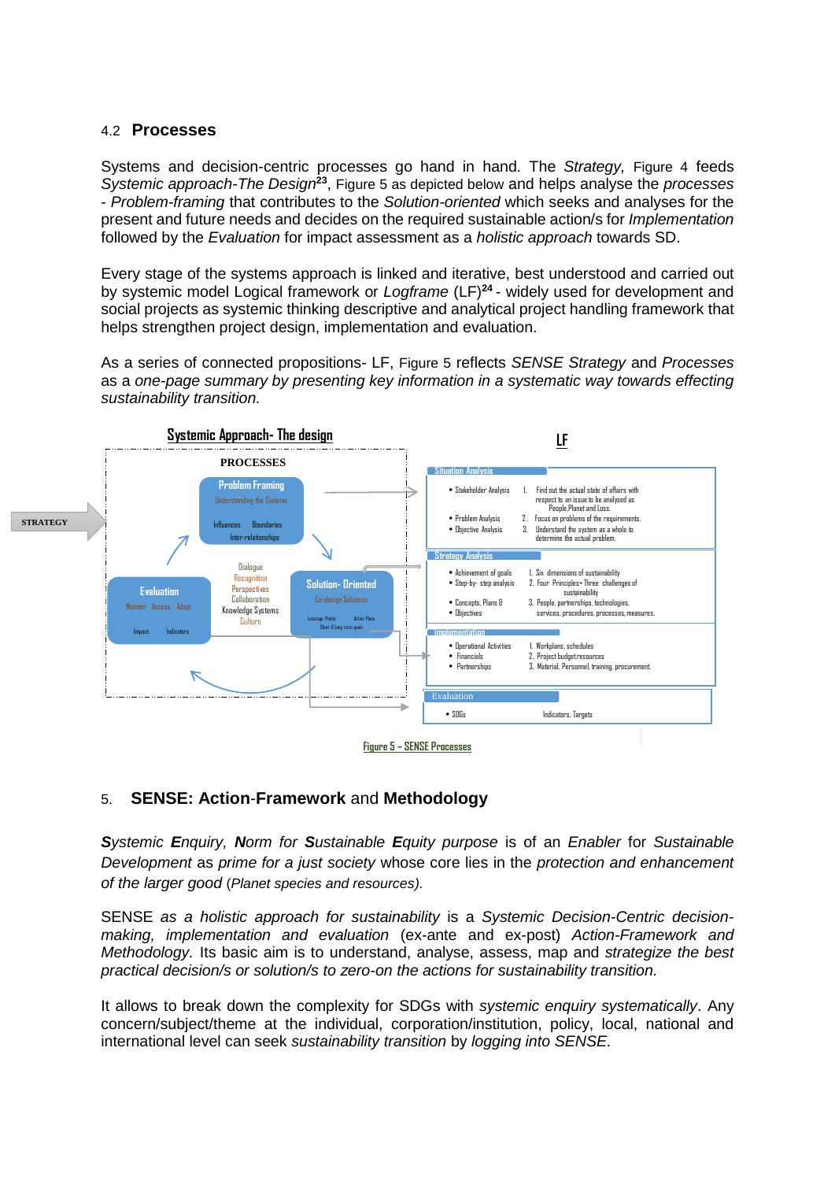### 4.2 Processes

Systems and decision-centric processes go hand in hand. The *Strategy,* Figure 4 feeds *Systemic approach-The Design*[23], Figure 5 as depicted below and helps analyse the *processes* - *Problem-framing* that contributes to the *Solution-oriented* which seeks and analyses for the present and future needs and decides on the required sustainable action/s for *Implementation* followed by the *Evaluation* for impact assessment as a *holistic approach* towards SD.

Every stage of the systems approach is linked and iterative, best understood and carried out by systemic model Logical framework or *Logframe* (LF)[24] - widely used for development and social projects as systemic thinking descriptive and analytical project handling framework that helps strengthen project design, implementation and evaluation.

As a series of connected propositions- LF, Figure 5 reflects *SENSE Strategy* and *Processes* as a *one-page summary by presenting key information in a systematic way towards effecting sustainability transition.*

Systemic Approach- The design

LF

PROCESSES

STRATEGY

Problem Framing
Understanding the Systems
Influences Boundaries
Inter-relationships

Dialogue
Recognition
Perspectives
Collaboration
Knowledge Systems
Culture

Evaluation
Monitor Assess Adapt
Impact Indicators

Solution- Oriented
Co-design Solutions
Leverage Points Action Plans
Short & Long term goals

Situation Analysis
- Stakeholder Analysis
- Problem Analysis
- Objective Analysis

1. Find out the actual state of affairs with respect to an issue to be analysed as People,Planet and Loss.
2. Focus on problems of the requirements.
3. Understand the system as a whole to determine the actual problem.

Strategy Analysis
- Achievement of goals
- Step-by- step analysis
- Concepts, Plans &
- Objectives

1. Six dimensions of sustainability
2. Four Principles+ Three challenges of sustainability
3. People, partnerships, technologies, services, procedures, processes, measures.

Implementation
- Operational Activities
- Financials
- Partnerships

1. Workplans, schedules
2. Project budget,resources
3. Material, Personnel, training, procurement.

Evaluation
- SDGs

Indicators, Targets

Figure 5 – SENSE Processes

## 5. SENSE: Action-Framework and Methodology

***S**ystemic **E**nquiry, **N**orm for **S**ustainable **E**quity purpose* is of an *Enabler* for *Sustainable Development* as *prime for a just society* whose core lies in the *protection and enhancement of the larger good* (*Planet species and resources).*

SENSE *as a holistic approach for sustainability* is a *Systemic Decision-Centric decision-making, implementation and evaluation* (ex-ante and ex-post) *Action-Framework and Methodology.* Its basic aim is to understand, analyse, assess, map and *strategize the best practical decision/s or solution/s to zero-on the actions for sustainability transition.*

It allows to break down the complexity for SDGs with *systemic enquiry systematically*. Any concern/subject/theme at the individual, corporation/institution, policy, local, national and international level can seek *sustainability transition* by *logging into SENSE*.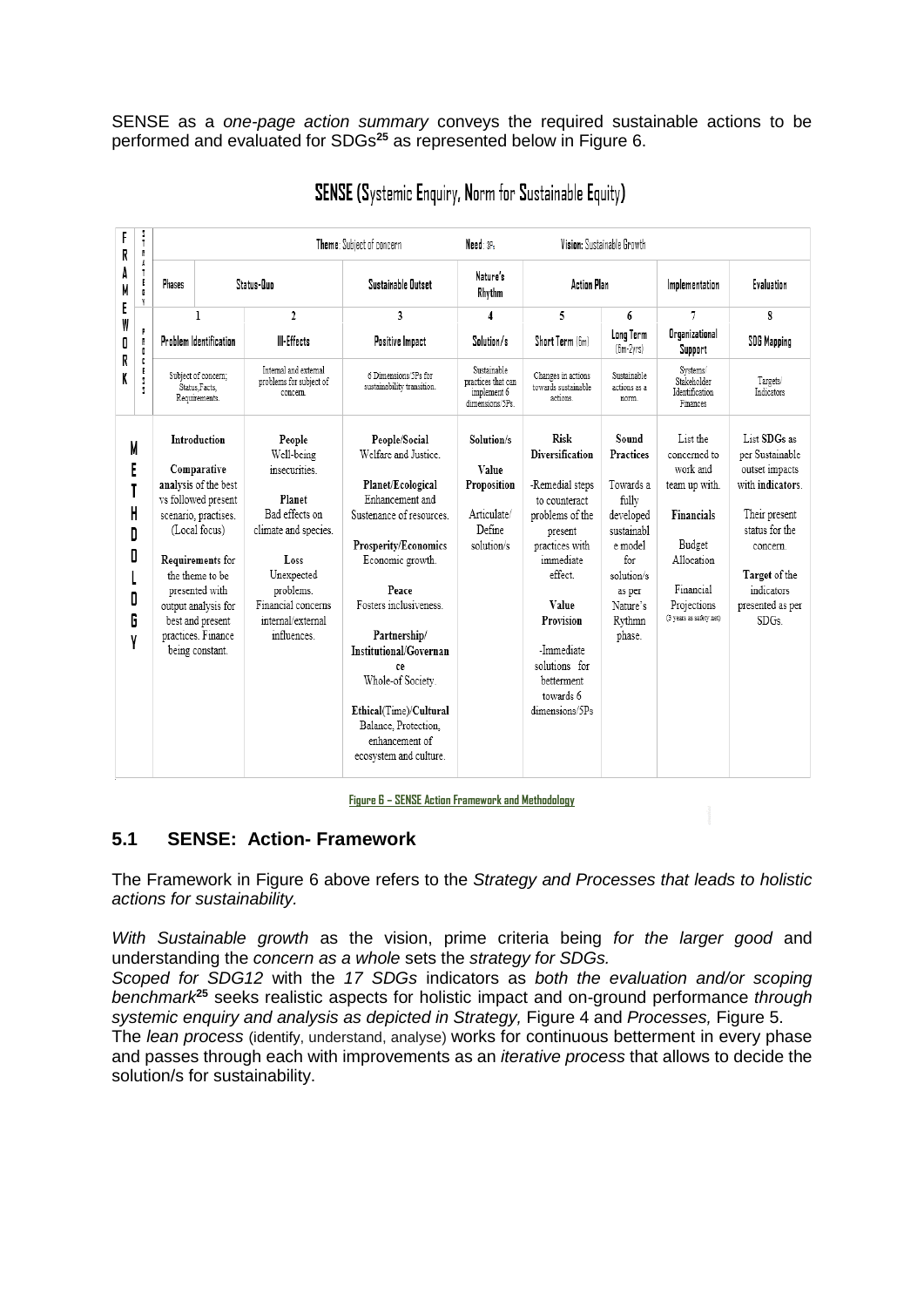SENSE as a *one-page action summary* conveys the required sustainable actions to be performed and evaluated for SDGs[25] as represented below in Figure 6.

**SENSE (Systemic Enquiry, Norm for Sustainable Equity)**

| FRAMEWORK | STRATEGY | Theme: Subject of concern | | | Need: 3Ps | Vision: Sustainable Growth | | | |
|---|---|---|---|---|---|---|---|---|---|
| | | Phases / Status-Quo | | Sustainable Outset | Nature's Rhythm | Action Plan | | Implementation | Evaluation |
| | | 1 | 2 | 3 | 4 | 5 | 6 | 7 | 8 |
| | PROCESS | Problem Identification | Ill-Effects | Positive Impact | Solution/s | Short Term (6m) | Long Term (6m-2yrs) | Organizational Support | SDG Mapping |
| | | Subject of concern; Status,Facts, Requirements. | Internal and external problems for subject of concern. | 6 Dimensions/5Ps for sustainability transition. | Sustainable practices that can implement 6 dimensions/5Ps. | Changes in actions towards sustainable actions. | Sustainable actions as a norm. | Systems/ Stakeholder Identification Finances | Targets/ Indicators |
| METHODOLOGY | | **Introduction**<br><br>**Comparative analysis** of the best vs followed present scenario, practises. (Local focus)<br><br>**Requirements** for the theme to be presented with output analysis for best and present practices. Finance being constant. | **People** Well-being insecurities.<br><br>**Planet** Bad effects on climate and species.<br><br>**Loss** Unexpected problems. Financial concerns internal/external influences. | **People/Social** Welfare and Justice.<br><br>**Planet/Ecological** Enhancement and Sustenance of resources.<br><br>**Prosperity/Economics** Economic growth.<br><br>**Peace** Fosters inclusiveness.<br><br>**Partnership/ Institutional/Governance** Whole-of Society.<br><br>**Ethical**(Time)/**Cultural** Balance, Protection, enhancement of ecosystem and culture. | **Solution/s**<br><br>**Value Proposition**<br><br>Articulate/ Define solution/s | **Risk Diversification**<br><br>-Remedial steps to counteract problems of the present practices with immediate effect.<br><br>**Value Provision**<br><br>-Immediate solutions for betterment towards 6 dimensions/5Ps | **Sound Practices**<br><br>Towards a fully developed sustainable model for solution/s as per Nature's Rythmn phase. | List the concerned to work and team up with.<br><br>**Financials**<br><br>Budget Allocation<br><br>Financial Projections (3 years as safety net) | List **SDGs** as per Sustainable outset impacts with **indicators**.<br><br>Their present status for the concern.<br><br>**Target** of the indicators presented as per SDGs. |

**Figure 6 – SENSE Action Framework and Methodology**

## 5.1 SENSE: Action- Framework

The Framework in Figure 6 above refers to the *Strategy and Processes that leads to holistic actions for sustainability.*

*With Sustainable growth* as the vision, prime criteria being *for the larger good* and understanding the *concern as a whole* sets the *strategy for SDGs.*

*Scoped for SDG12* with the *17 SDGs* indicators as *both the evaluation and/or scoping benchmark*[25] seeks realistic aspects for holistic impact and on-ground performance *through systemic enquiry and analysis as depicted in Strategy,* Figure 4 and *Processes,* Figure 5.

The *lean process* (identify, understand, analyse) works for continuous betterment in every phase and passes through each with improvements as an *iterative process* that allows to decide the solution/s for sustainability.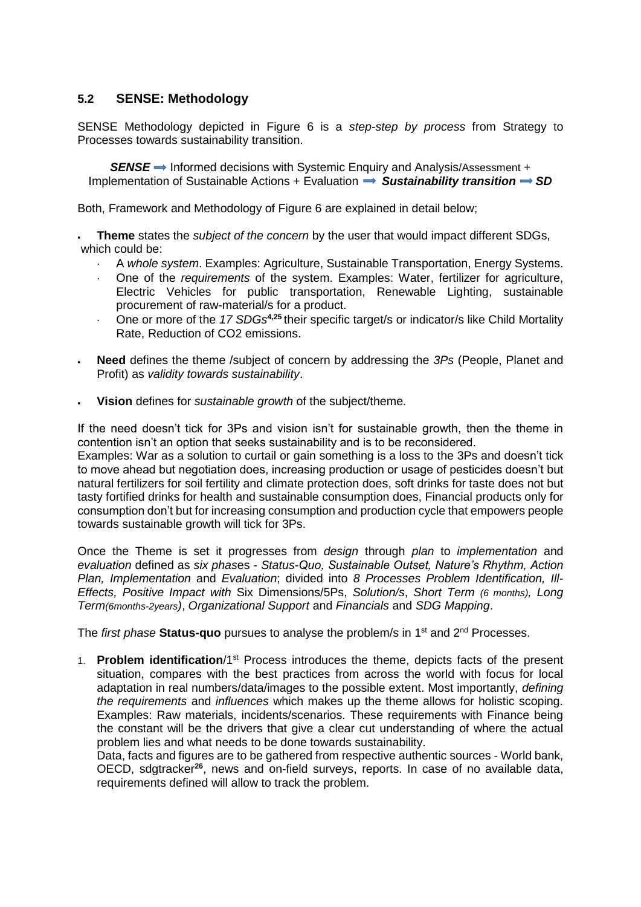## 5.2 SENSE: Methodology

SENSE Methodology depicted in Figure 6 is a *step-step by process* from Strategy to Processes towards sustainability transition.

***SENSE*** ➡ Informed decisions with Systemic Enquiry and Analysis/Assessment + Implementation of Sustainable Actions + Evaluation ➡ ***Sustainability transition*** ➡ ***SD***

Both, Framework and Methodology of Figure 6 are explained in detail below;

- **Theme** states the *subject of the concern* by the user that would impact different SDGs, which could be:
  - A *whole system*. Examples: Agriculture, Sustainable Transportation, Energy Systems.
  - One of the *requirements* of the system. Examples: Water, fertilizer for agriculture, Electric Vehicles for public transportation, Renewable Lighting, sustainable procurement of raw-material/s for a product.
  - One or more of the *17 SDGs*[4,25] their specific target/s or indicator/s like Child Mortality Rate, Reduction of CO2 emissions.
- **Need** defines the theme /subject of concern by addressing the *3Ps* (People, Planet and Profit) as *validity towards sustainability*.
- **Vision** defines for *sustainable growth* of the subject/theme.

If the need doesn't tick for 3Ps and vision isn't for sustainable growth, then the theme in contention isn't an option that seeks sustainability and is to be reconsidered.
Examples: War as a solution to curtail or gain something is a loss to the 3Ps and doesn't tick to move ahead but negotiation does, increasing production or usage of pesticides doesn't but natural fertilizers for soil fertility and climate protection does, soft drinks for taste does not but tasty fortified drinks for health and sustainable consumption does, Financial products only for consumption don't but for increasing consumption and production cycle that empowers people towards sustainable growth will tick for 3Ps.

Once the Theme is set it progresses from *design* through *plan* to *implementation* and *evaluation* defined as *six phases - Status-Quo, Sustainable Outset, Nature's Rhythm, Action Plan, Implementation* and *Evaluation*; divided into *8 Processes Problem Identification, Ill-Effects, Positive Impact with* Six Dimensions/5Ps, *Solution/s*, *Short Term (6 months), Long Term(6months-2years)*, *Organizational Support* and *Financials* and *SDG Mapping*.

The *first phase* **Status-quo** pursues to analyse the problem/s in 1st and 2nd Processes.

1. **Problem identification**/1st Process introduces the theme, depicts facts of the present situation, compares with the best practices from across the world with focus for local adaptation in real numbers/data/images to the possible extent. Most importantly, *defining the requirements* and *influences* which makes up the theme allows for holistic scoping. Examples: Raw materials, incidents/scenarios. These requirements with Finance being the constant will be the drivers that give a clear cut understanding of where the actual problem lies and what needs to be done towards sustainability.
   Data, facts and figures are to be gathered from respective authentic sources - World bank, OECD, sdgtracker[26], news and on-field surveys, reports. In case of no available data, requirements defined will allow to track the problem.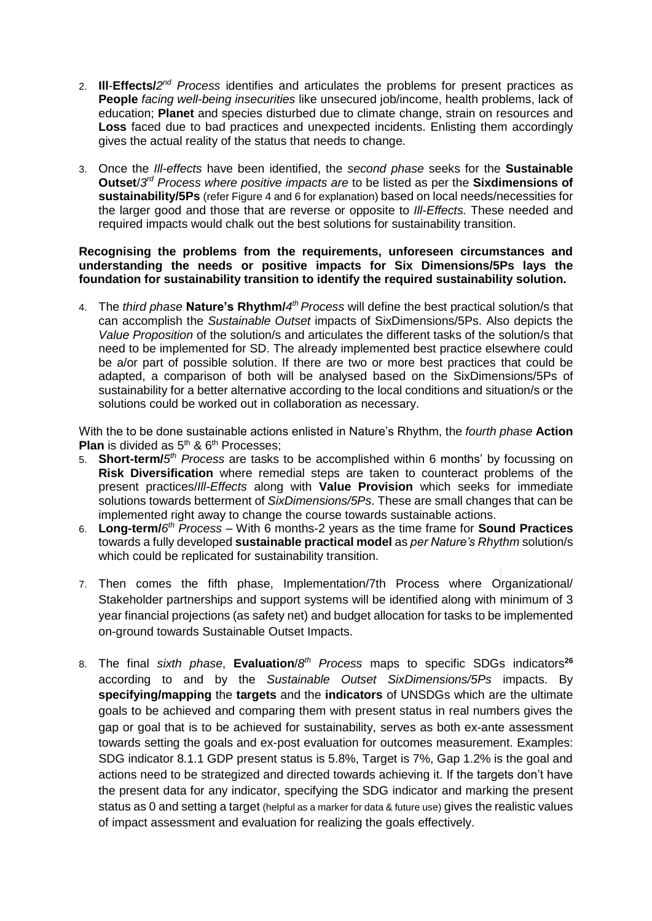2. **Ill**-**Effects/***2nd Process* identifies and articulates the problems for present practices as **People** *facing well-being insecurities* like unsecured job/income, health problems, lack of education; **Planet** and species disturbed due to climate change, strain on resources and **Loss** faced due to bad practices and unexpected incidents. Enlisting them accordingly gives the actual reality of the status that needs to change.

3. Once the *Ill-effects* have been identified, the *second phase* seeks for the **Sustainable Outset**/*3rd Process where positive impacts are* to be listed as per the **Sixdimensions of sustainability/5Ps** (refer Figure 4 and 6 for explanation) based on local needs/necessities for the larger good and those that are reverse or opposite to *Ill-Effects.* These needed and required impacts would chalk out the best solutions for sustainability transition.

**Recognising the problems from the requirements, unforeseen circumstances and understanding the needs or positive impacts for Six Dimensions/5Ps lays the foundation for sustainability transition to identify the required sustainability solution.**

4. The *third phase* **Nature's Rhythm/***4th Process* will define the best practical solution/s that can accomplish the *Sustainable Outset* impacts of SixDimensions/5Ps. Also depicts the *Value Proposition* of the solution/s and articulates the different tasks of the solution/s that need to be implemented for SD. The already implemented best practice elsewhere could be a/or part of possible solution. If there are two or more best practices that could be adapted, a comparison of both will be analysed based on the SixDimensions/5Ps of sustainability for a better alternative according to the local conditions and situation/s or the solutions could be worked out in collaboration as necessary.

With the to be done sustainable actions enlisted in Nature's Rhythm, the *fourth phase* **Action Plan** is divided as 5th & 6th Processes;

5. **Short-term/***5th Process* are tasks to be accomplished within 6 months' by focussing on **Risk Diversification** where remedial steps are taken to counteract problems of the present practices/*Ill-Effects* along with **Value Provision** which seeks for immediate solutions towards betterment of *SixDimensions/5Ps*. These are small changes that can be implemented right away to change the course towards sustainable actions.
6. **Long-term/***6th Process* – With 6 months-2 years as the time frame for **Sound Practices** towards a fully developed **sustainable practical model** as *per Nature's Rhythm* solution/s which could be replicated for sustainability transition.

7. Then comes the fifth phase, Implementation/7th Process where Organizational/ Stakeholder partnerships and support systems will be identified along with minimum of 3 year financial projections (as safety net) and budget allocation for tasks to be implemented on-ground towards Sustainable Outset Impacts.

8. The final *sixth phase*, **Evaluation**/*8th Process* maps to specific SDGs indicators[26] according to and by the *Sustainable Outset SixDimensions/5Ps* impacts. By **specifying/mapping** the **targets** and the **indicators** of UNSDGs which are the ultimate goals to be achieved and comparing them with present status in real numbers gives the gap or goal that is to be achieved for sustainability, serves as both ex-ante assessment towards setting the goals and ex-post evaluation for outcomes measurement. Examples: SDG indicator 8.1.1 GDP present status is 5.8%, Target is 7%, Gap 1.2% is the goal and actions need to be strategized and directed towards achieving it. If the targets don't have the present data for any indicator, specifying the SDG indicator and marking the present status as 0 and setting a target (helpful as a marker for data & future use) gives the realistic values of impact assessment and evaluation for realizing the goals effectively.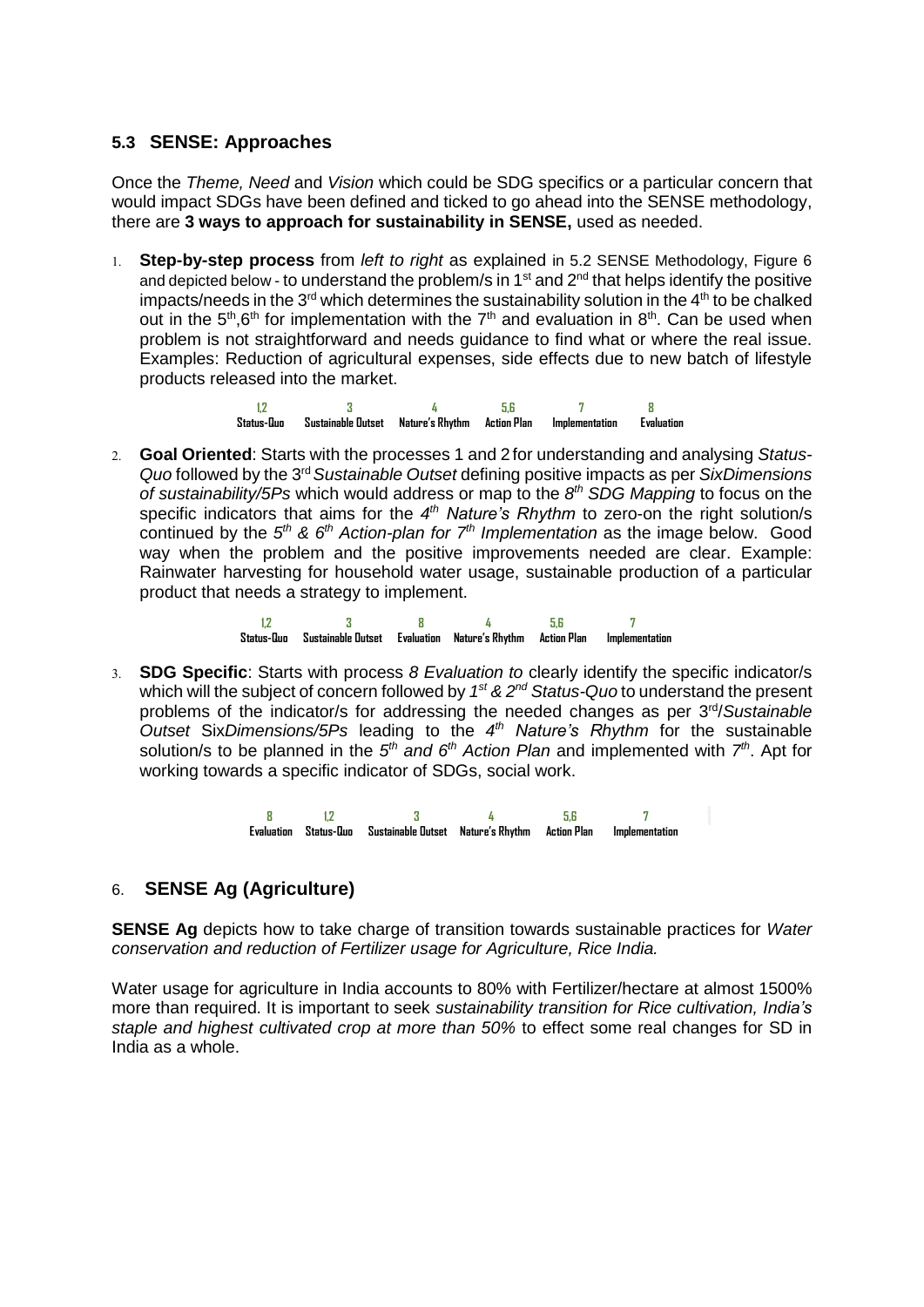### 5.3 SENSE: Approaches

Once the *Theme, Need* and *Vision* which could be SDG specifics or a particular concern that would impact SDGs have been defined and ticked to go ahead into the SENSE methodology, there are **3 ways to approach for sustainability in SENSE,** used as needed.

1. **Step-by-step process** from *left to right* as explained in 5.2 SENSE Methodology, Figure 6 and depicted below - to understand the problem/s in 1st and 2nd that helps identify the positive impacts/needs in the 3rd which determines the sustainability solution in the 4th to be chalked out in the 5th,6th for implementation with the 7th and evaluation in 8th. Can be used when problem is not straightforward and needs guidance to find what or where the real issue. Examples: Reduction of agricultural expenses, side effects due to new batch of lifestyle products released into the market.

| 1,2 | 3 | 4 | 5,6 | 7 | 8 |
|---|---|---|---|---|---|
| Status-Quo | Sustainable Outset | Nature's Rhythm | Action Plan | Implementation | Evaluation |

2. **Goal Oriented**: Starts with the processes 1 and 2 for understanding and analysing *Status-Quo* followed by the 3rd *Sustainable Outset* defining positive impacts as per *SixDimensions of sustainability/5Ps* which would address or map to the *8th SDG Mapping* to focus on the specific indicators that aims for the *4th Nature's Rhythm* to zero-on the right solution/s continued by the *5th & 6th Action-plan for 7th Implementation* as the image below. Good way when the problem and the positive improvements needed are clear. Example: Rainwater harvesting for household water usage, sustainable production of a particular product that needs a strategy to implement.

| 1,2 | 3 | 8 | 4 | 5,6 | 7 |
|---|---|---|---|---|---|
| Status-Quo | Sustainable Outset | Evaluation | Nature's Rhythm | Action Plan | Implementation |

3. **SDG Specific**: Starts with process *8 Evaluation to* clearly identify the specific indicator/s which will the subject of concern followed by *1st & 2nd Status-Quo* to understand the present problems of the indicator/s for addressing the needed changes as per 3rd/*Sustainable Outset* Six*Dimensions/5Ps* leading to the *4th Nature's Rhythm* for the sustainable solution/s to be planned in the *5th and 6th Action Plan* and implemented with *7th*. Apt for working towards a specific indicator of SDGs, social work.

| 8 | 1,2 | 3 | 4 | 5,6 | 7 |
|---|---|---|---|---|---|
| Evaluation | Status-Quo | Sustainable Outset | Nature's Rhythm | Action Plan | Implementation |

## 6. SENSE Ag (Agriculture)

**SENSE Ag** depicts how to take charge of transition towards sustainable practices for *Water conservation and reduction of Fertilizer usage for Agriculture, Rice India.*

Water usage for agriculture in India accounts to 80% with Fertilizer/hectare at almost 1500% more than required. It is important to seek *sustainability transition for Rice cultivation, India's staple and highest cultivated crop at more than 50%* to effect some real changes for SD in India as a whole.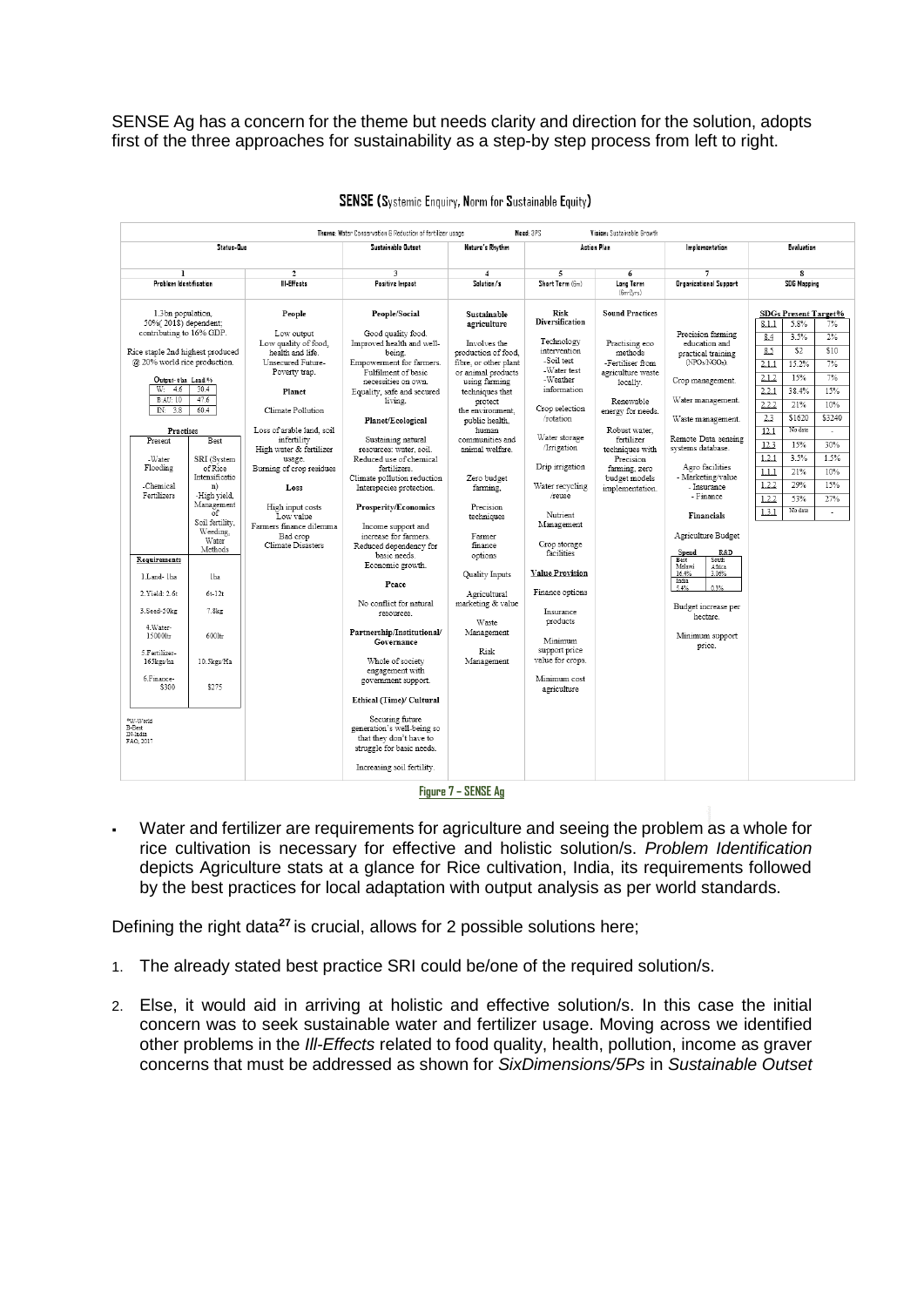SENSE Ag has a concern for the theme but needs clarity and direction for the solution, adopts first of the three approaches for sustainability as a step-by step process from left to right.

**SENSE (Systemic Enquiry, Norm for Sustainable Equity)**

Theme: Water Conservation & Reduction of fertilizer usage | Need: SPS | Vision: Sustainable Growth

| Status-Quo | | Sustainable Outset | Nature's Rhythm | Action Plan | | Implementation | Evaluation |
|---|---|---|---|---|---|---|---|
| 1 Problem Identification | 2 Ill-Effects | 3 Positive Impact | 4 Solution/s | 5 Short Term (6m) | 6 Long Term (6m-2yrs) | 7 Organizational Support | 8 SDG Mapping |
| 1.3bn population, 50%(2018) dependent; contributing to 16% GDP. Rice staple 2nd highest produced @ 20% world rice production. Output- t/ha Land% W: 4.6 30.4; B.AU: 10 47.6; IN: 3.8 60.4. Practises: Present – Water Flooding, Chemical Fertilizers; Best – SRI (System of Rice Intensification), High yield, Management of Soil fertility, Weeding, Water Methods. Requirements (Present / Best): 1.Land- 1ha / 1ha; 2.Yield: 2.6t / 6t-12t; 3.Seed-50kg / 7.8kg; 4.Water-15000ltr / 600ltr; 5.Fertilizer-165kgs/ha / 10.5kgs/Ha; 6.Finance-$300 / $275. *W-World B-Best IN-India FAO, 2017 | **People**: Low output, Low quality of food, health and life. Unsecured Future-Poverty trap. **Planet**: Climate Pollution; Loss of arable land, soil infertility; High water & fertilizer usage. Burning of crop residues. **Loss**: High input costs, Low value, Farmers finance dilemma, Bad crop, Climate Disasters | **People/Social**: Good quality food. Improved health and well-being. Empowerment for farmers. Fulfilment of basic necessities on own. Equality, safe and secured living. **Planet/Ecological**: Sustaining natural resources: water, soil. Reduced use of chemical fertilizers. Climate pollution reduction. Interspecies protection. **Prosperity/Economics**: Income support and increase for farmers. Reduced dependency for basic needs. Economic growth. **Peace**: No conflict for natural resources. **Partnership/Institutional/ Governance**: Whole of society engagement with government support. **Ethical (Time)/ Cultural**: Securing future generation's well-being so that they don't have to struggle for basic needs. Increasing soil fertility. | **Sustainable agriculture**: Involves the production of food, fibre, or other plant or animal products using farming techniques that protect the environment, public health, human communities and animal welfare. Zero budget farming, Precision techniques, Farmer finance options, Quality Inputs, Agricultural marketing & value, Waste Management, Risk Management | **Risk Diversification**: Technology intervention -Soil test -Water test -Weather information. Crop selection /rotation. Water storage /Irrigation. Drip irrigation. Water recycling /reuse. Nutrient Management. Crop storage facilities. **Value Provision**: Finance options. Insurance products. Minimum support price value for crops. Minimum cost agriculture | **Sound Practices**: Practising eco methods -Fertiliser from agriculture waste locally. Renewable energy for needs. Robust water, fertilizer techniques with Precision farming, zero budget models implementation. | Precision farming education and practical training (NPOs/NGOs). Crop management. Water management. Waste management. Remote Data sensing systems database. Agro facilities - Marketing/value - Insurance - Finance. **Financials**: Agriculture Budget Spend / R&D: Best Malawi 16.4% / South Africa 3.06%; India 5.4% / 0.3%. Budget increase per hectare. Minimum support price. | **SDGs Present Target%**: 8.1.1 5.8% 7%; 8.4 3.5% 2%; 8.5 $2 $10; 2.1.1 15.2% 7%; 2.1.2 15% 7%; 2.2.1 38.4% 15%; 2.2.2 21% 10%; 2.3 $1620 $3240; 12.1 No data -; 12.3 15% 30%; 1.2.1 3.5% 1.5%; 1.1.1 21% 10%; 1.2.2 29% 15%; 1.2.2 53% 27%; 1.3.1 No data - |

Figure 7 – SENSE Ag

- Water and fertilizer are requirements for agriculture and seeing the problem as a whole for rice cultivation is necessary for effective and holistic solution/s. *Problem Identification* depicts Agriculture stats at a glance for Rice cultivation, India, its requirements followed by the best practices for local adaptation with output analysis as per world standards.

Defining the right data[27] is crucial, allows for 2 possible solutions here;

1. The already stated best practice SRI could be/one of the required solution/s.
2. Else, it would aid in arriving at holistic and effective solution/s. In this case the initial concern was to seek sustainable water and fertilizer usage. Moving across we identified other problems in the *Ill-Effects* related to food quality, health, pollution, income as graver concerns that must be addressed as shown for *SixDimensions/5Ps* in *Sustainable Outset*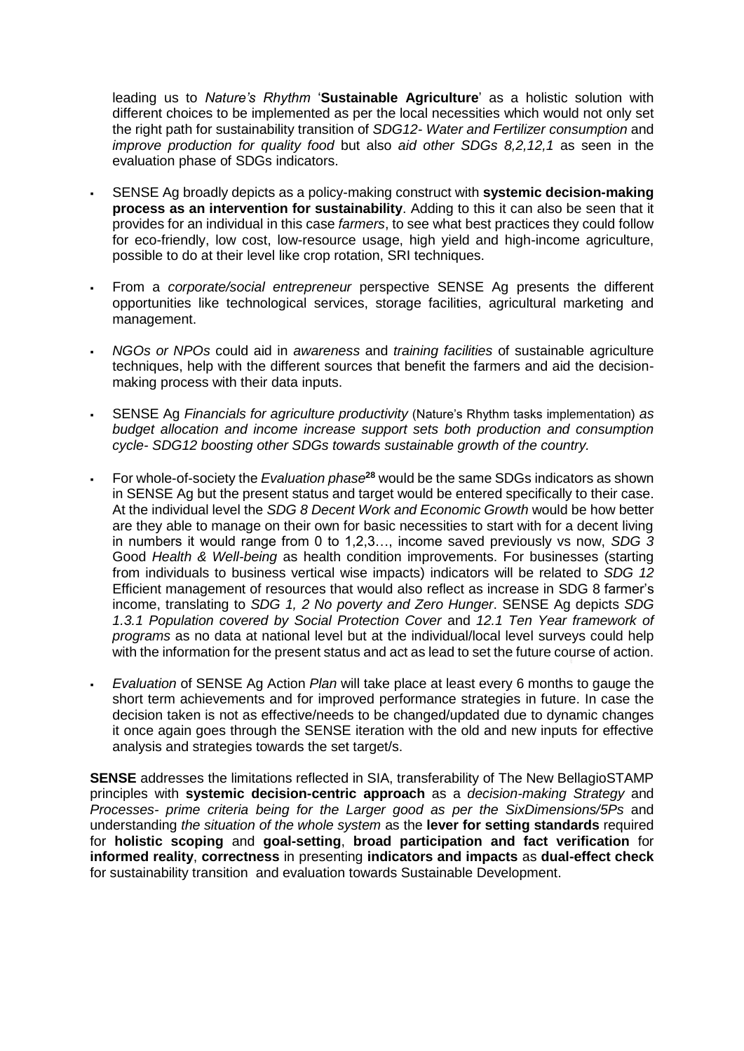leading us to *Nature's Rhythm* '**Sustainable Agriculture**' as a holistic solution with different choices to be implemented as per the local necessities which would not only set the right path for sustainability transition of *SDG12- Water and Fertilizer consumption* and *improve production for quality food* but also *aid other SDGs 8,2,12,1* as seen in the evaluation phase of SDGs indicators.

- SENSE Ag broadly depicts as a policy-making construct with **systemic decision-making process as an intervention for sustainability**. Adding to this it can also be seen that it provides for an individual in this case *farmers*, to see what best practices they could follow for eco-friendly, low cost, low-resource usage, high yield and high-income agriculture, possible to do at their level like crop rotation, SRI techniques.

- From a *corporate/social entrepreneur* perspective SENSE Ag presents the different opportunities like technological services, storage facilities, agricultural marketing and management.

- *NGOs or NPOs* could aid in *awareness* and *training facilities* of sustainable agriculture techniques, help with the different sources that benefit the farmers and aid the decision-making process with their data inputs.

- SENSE Ag *Financials for agriculture productivity* (Nature's Rhythm tasks implementation) *as budget allocation and income increase support sets both production and consumption cycle- SDG12 boosting other SDGs towards sustainable growth of the country.*

- For whole-of-society the *Evaluation phase*[28] would be the same SDGs indicators as shown in SENSE Ag but the present status and target would be entered specifically to their case. At the individual level the *SDG 8 Decent Work and Economic Growth* would be how better are they able to manage on their own for basic necessities to start with for a decent living in numbers it would range from 0 to 1,2,3…, income saved previously vs now, *SDG 3* Good *Health & Well-being* as health condition improvements. For businesses (starting from individuals to business vertical wise impacts) indicators will be related to *SDG 12* Efficient management of resources that would also reflect as increase in SDG 8 farmer's income, translating to *SDG 1, 2 No poverty and Zero Hunger*. SENSE Ag depicts *SDG 1.3.1 Population covered by Social Protection Cover* and *12.1 Ten Year framework of programs* as no data at national level but at the individual/local level surveys could help with the information for the present status and act as lead to set the future course of action.

- *Evaluation* of SENSE Ag Action *Plan* will take place at least every 6 months to gauge the short term achievements and for improved performance strategies in future. In case the decision taken is not as effective/needs to be changed/updated due to dynamic changes it once again goes through the SENSE iteration with the old and new inputs for effective analysis and strategies towards the set target/s.

**SENSE** addresses the limitations reflected in SIA, transferability of The New BellagioSTAMP principles with **systemic decision-centric approach** as a *decision-making Strategy* and *Processes- prime criteria being for the Larger good as per the SixDimensions/5Ps* and understanding *the situation of the whole system* as the **lever for setting standards** required for **holistic scoping** and **goal-setting**, **broad participation and fact verification** for **informed reality**, **correctness** in presenting **indicators and impacts** as **dual-effect check** for sustainability transition and evaluation towards Sustainable Development.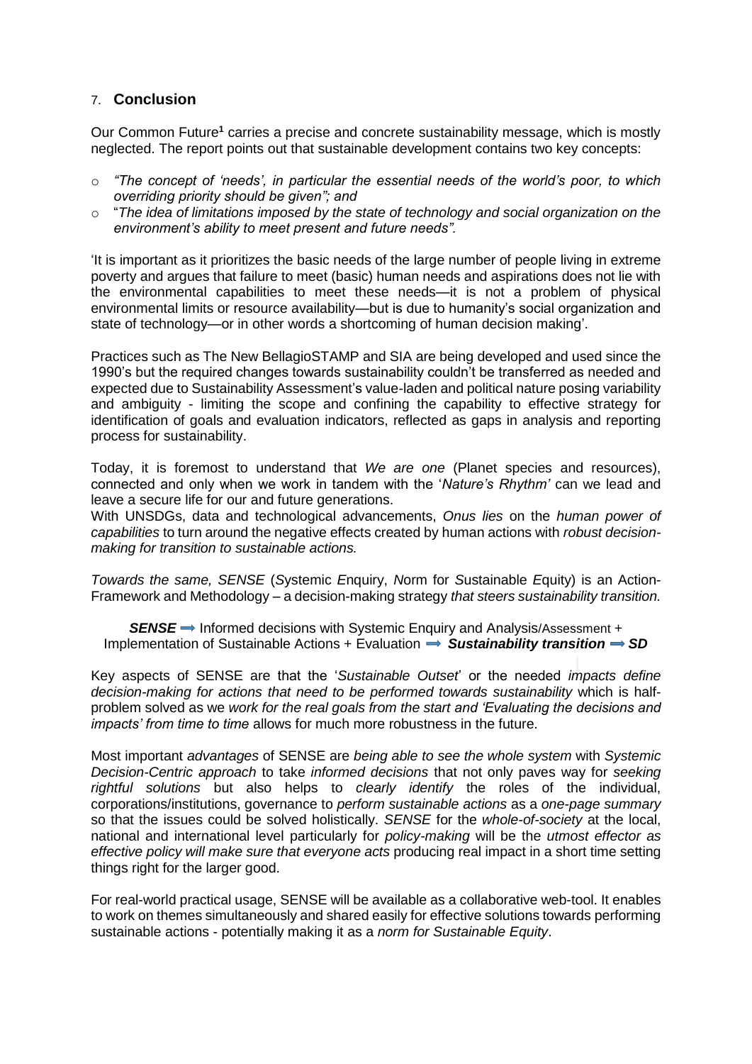## 7. **Conclusion**

Our Common Future[1] carries a precise and concrete sustainability message, which is mostly neglected. The report points out that sustainable development contains two key concepts:

- *"The concept of 'needs', in particular the essential needs of the world's poor, to which overriding priority should be given"; and*
- "*The idea of limitations imposed by the state of technology and social organization on the environment's ability to meet present and future needs".*

'It is important as it prioritizes the basic needs of the large number of people living in extreme poverty and argues that failure to meet (basic) human needs and aspirations does not lie with the environmental capabilities to meet these needs—it is not a problem of physical environmental limits or resource availability—but is due to humanity's social organization and state of technology—or in other words a shortcoming of human decision making'.

Practices such as The New BellagioSTAMP and SIA are being developed and used since the 1990's but the required changes towards sustainability couldn't be transferred as needed and expected due to Sustainability Assessment's value-laden and political nature posing variability and ambiguity - limiting the scope and confining the capability to effective strategy for identification of goals and evaluation indicators, reflected as gaps in analysis and reporting process for sustainability.

Today, it is foremost to understand that *We are one* (Planet species and resources), connected and only when we work in tandem with the '*Nature's Rhythm'* can we lead and leave a secure life for our and future generations.
With UNSDGs, data and technological advancements, *Onus lies* on the *human power of capabilities* to turn around the negative effects created by human actions with *robust decision-making for transition to sustainable actions.*

*Towards the same, SENSE* (*S*ystemic *E*nquiry, *N*orm for *S*ustainable *E*quity) is an Action-Framework and Methodology – a decision-making strategy *that steers sustainability transition.*

***SENSE*** ➡ Informed decisions with Systemic Enquiry and Analysis/Assessment + Implementation of Sustainable Actions + Evaluation ➡ ***Sustainability transition*** ➡ ***SD***

Key aspects of SENSE are that the '*Sustainable Outset*' or the needed *impacts define decision-making for actions that need to be performed towards sustainability* which is half-problem solved as we *work for the real goals from the start and 'Evaluating the decisions and impacts' from time to time* allows for much more robustness in the future.

Most important *advantages* of SENSE are *being able to see the whole system* with *Systemic Decision-Centric approach* to take *informed decisions* that not only paves way for *seeking rightful solutions* but also helps to *clearly identify* the roles of the individual, corporations/institutions, governance to *perform sustainable actions* as a *one-page summary* so that the issues could be solved holistically. *SENSE* for the *whole-of-society* at the local, national and international level particularly for *policy-making* will be the *utmost effector as effective policy will make sure that everyone acts* producing real impact in a short time setting things right for the larger good.

For real-world practical usage, SENSE will be available as a collaborative web-tool. It enables to work on themes simultaneously and shared easily for effective solutions towards performing sustainable actions - potentially making it as a *norm for Sustainable Equity*.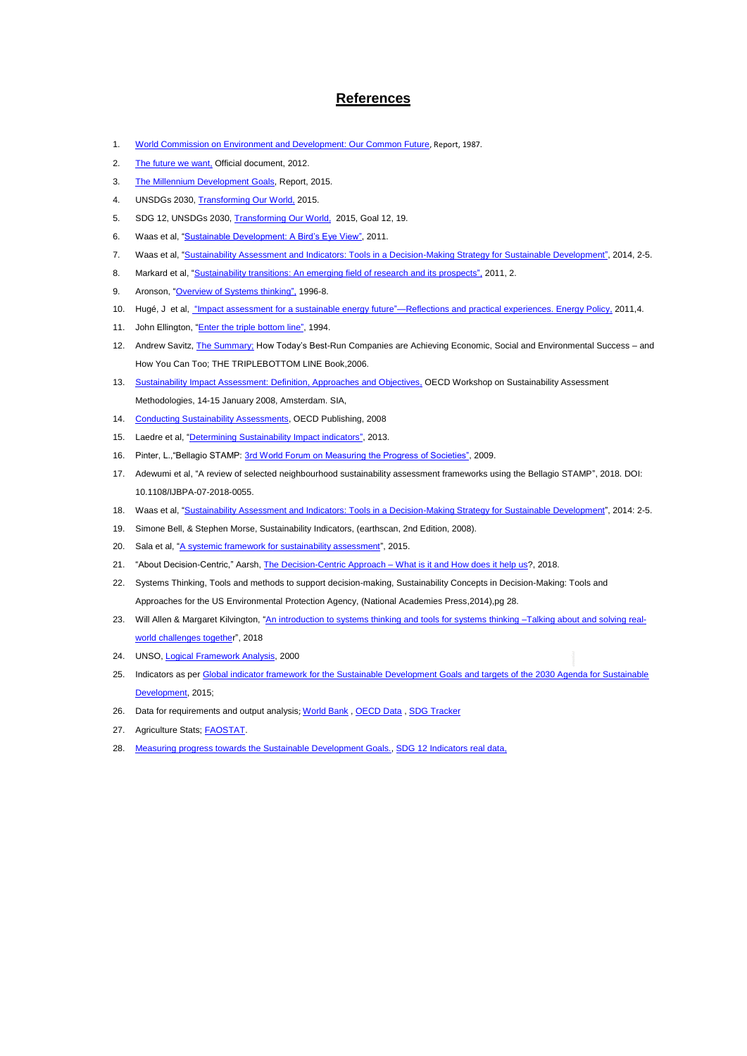# References

1. World Commission on Environment and Development: Our Common Future, Report, 1987.
2. The future we want, Official document, 2012.
3. The Millennium Development Goals, Report, 2015.
4. UNSDGs 2030, Transforming Our World, 2015.
5. SDG 12, UNSDGs 2030, Transforming Our World, 2015, Goal 12, 19.
6. Waas et al, "Sustainable Development: A Bird's Eye View", 2011.
7. Waas et al, "Sustainability Assessment and Indicators: Tools in a Decision-Making Strategy for Sustainable Development", 2014, 2-5.
8. Markard et al, "Sustainability transitions: An emerging field of research and its prospects", 2011, 2.
9. Aronson, "Overview of Systems thinking", 1996-8.
10. Hugé, J et al, "Impact assessment for a sustainable energy future"—Reflections and practical experiences. Energy Policy, 2011,4.
11. John Ellington, "Enter the triple bottom line", 1994.
12. Andrew Savitz, The Summary; How Today's Best-Run Companies are Achieving Economic, Social and Environmental Success – and How You Can Too; THE TRIPLEBOTTOM LINE Book,2006.
13. Sustainability Impact Assessment: Definition, Approaches and Objectives, OECD Workshop on Sustainability Assessment Methodologies, 14-15 January 2008, Amsterdam. SIA,
14. Conducting Sustainability Assessments, OECD Publishing, 2008
15. Laedre et al, "Determining Sustainability Impact indicators", 2013.
16. Pinter, L.,"Bellagio STAMP: 3rd World Forum on Measuring the Progress of Societies", 2009.
17. Adewumi et al, "A review of selected neighbourhood sustainability assessment frameworks using the Bellagio STAMP", 2018. DOI: 10.1108/IJBPA-07-2018-0055.
18. Waas et al, "Sustainability Assessment and Indicators: Tools in a Decision-Making Strategy for Sustainable Development", 2014: 2-5.
19. Simone Bell, & Stephen Morse, Sustainability Indicators, (earthscan, 2nd Edition, 2008).
20. Sala et al, "A systemic framework for sustainability assessment", 2015.
21. "About Decision-Centric," Aarsh, The Decision-Centric Approach – What is it and How does it help us?, 2018.
22. Systems Thinking, Tools and methods to support decision-making, Sustainability Concepts in Decision-Making: Tools and Approaches for the US Environmental Protection Agency, (National Academies Press,2014),pg 28.
23. Will Allen & Margaret Kilvington, "An introduction to systems thinking and tools for systems thinking –Talking about and solving real-world challenges together", 2018
24. UNSO, Logical Framework Analysis, 2000
25. Indicators as per Global indicator framework for the Sustainable Development Goals and targets of the 2030 Agenda for Sustainable Development, 2015;
26. Data for requirements and output analysis; World Bank , OECD Data , SDG Tracker
27. Agriculture Stats; FAOSTAT.
28. Measuring progress towards the Sustainable Development Goals., SDG 12 Indicators real data,